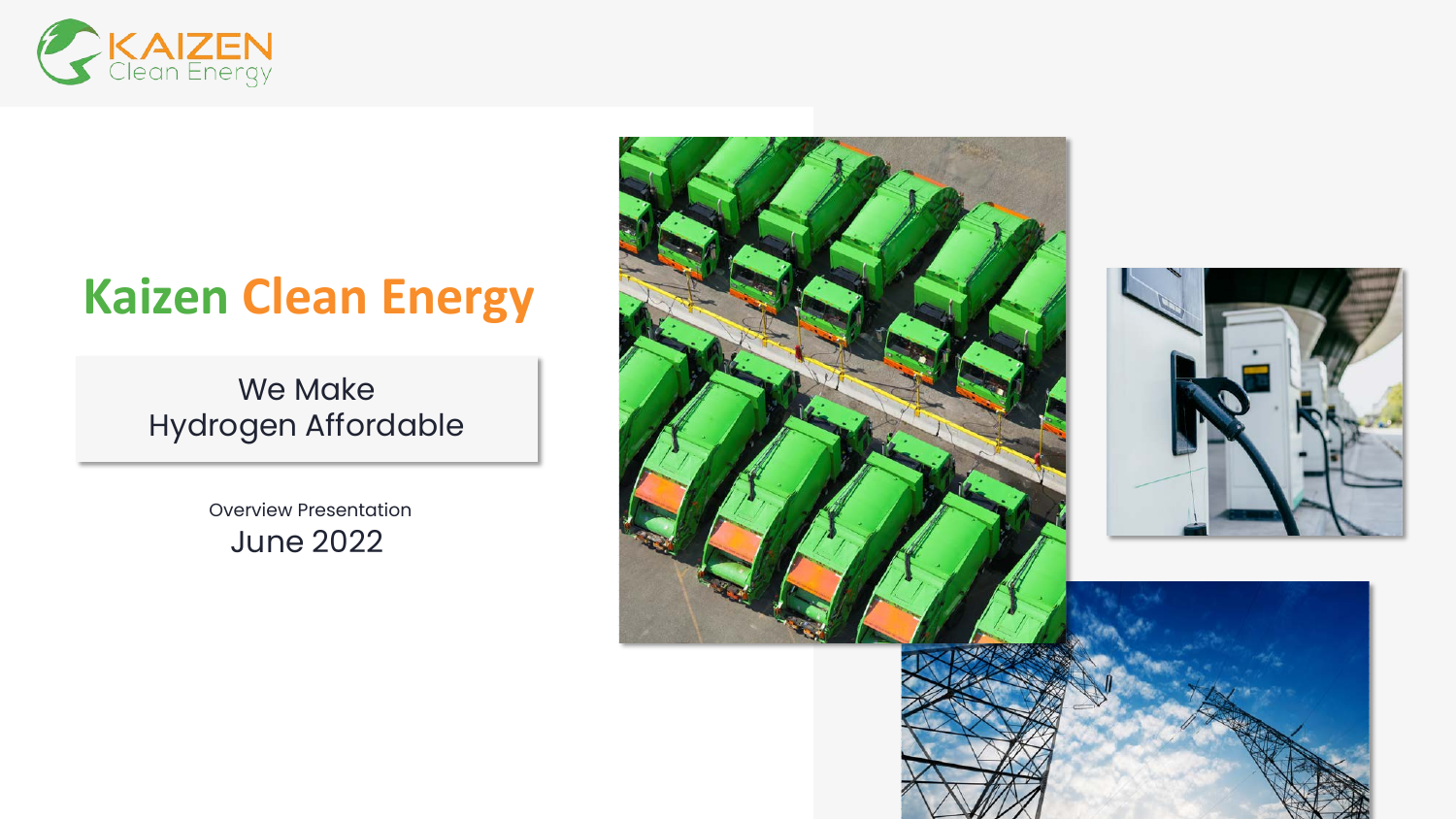# Kaizen Clean Energy

We Make
Hydrogen Affordable

Overview Presentation
June 2022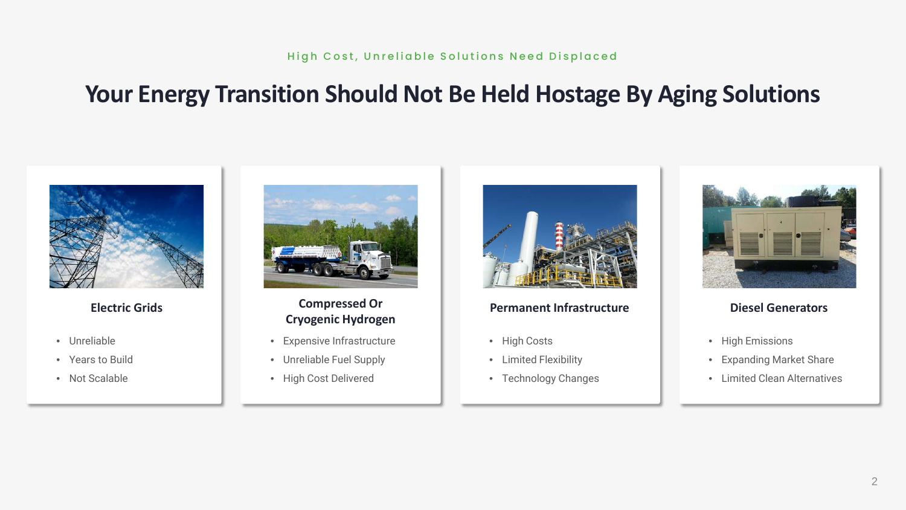High Cost, Unreliable Solutions Need Displaced

# Your Energy Transition Should Not Be Held Hostage By Aging Solutions

### Electric Grids

- Unreliable
- Years to Build
- Not Scalable

### Compressed Or Cryogenic Hydrogen

- Expensive Infrastructure
- Unreliable Fuel Supply
- High Cost Delivered

### Permanent Infrastructure

- High Costs
- Limited Flexibility
- Technology Changes

### Diesel Generators

- High Emissions
- Expanding Market Share
- Limited Clean Alternatives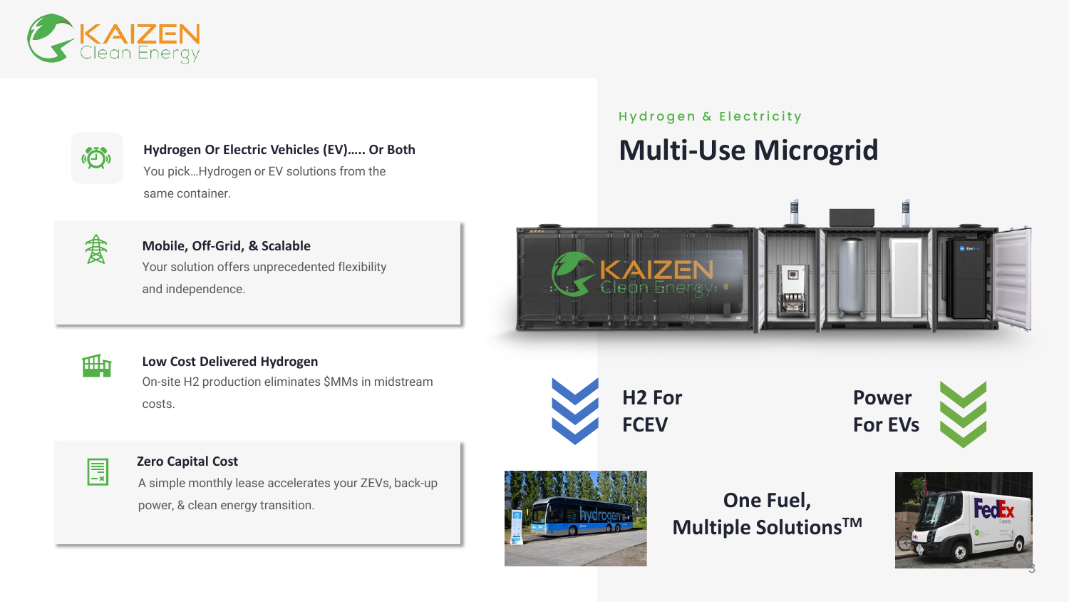Hydrogen & Electricity

# Multi-Use Microgrid

### Hydrogen Or Electric Vehicles (EV)….. Or Both

You pick…Hydrogen or EV solutions from the same container.

### Mobile, Off-Grid, & Scalable

Your solution offers unprecedented flexibility and independence.

### Low Cost Delivered Hydrogen

On-site H2 production eliminates $MMs in midstream costs.

### Zero Capital Cost

A simple monthly lease accelerates your ZEVs, back-up power, & clean energy transition.

**H2 For FCEV**

**Power For EVs**

**One Fuel, Multiple Solutions™**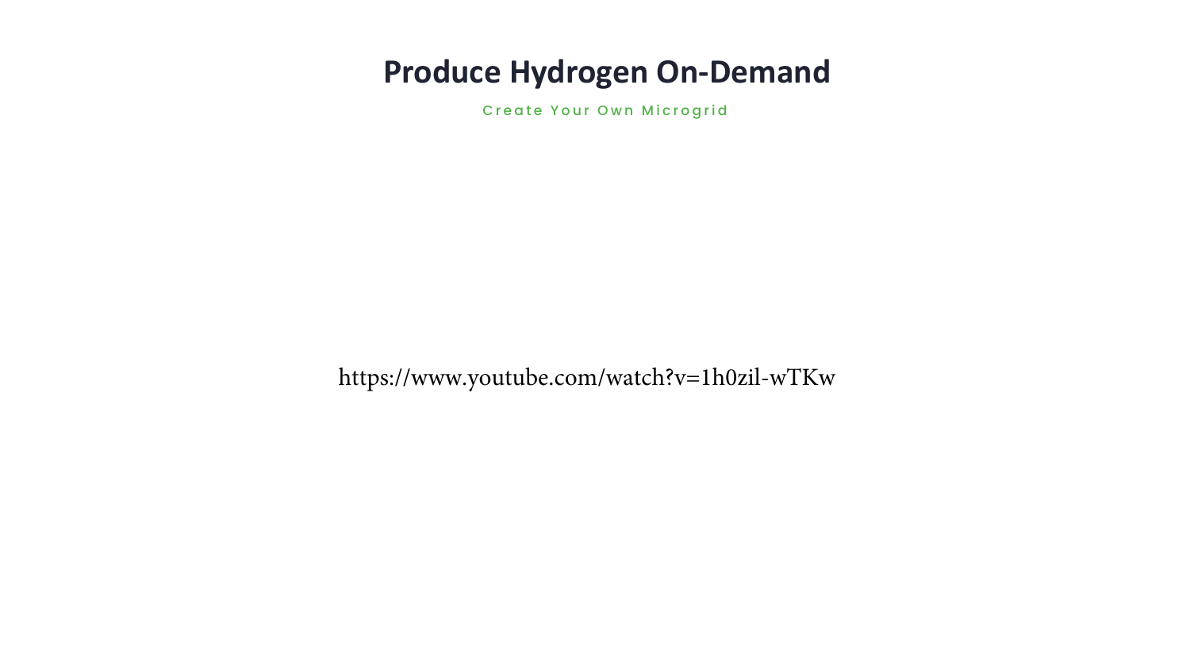# Produce Hydrogen On-Demand

Create Your Own Microgrid

https://www.youtube.com/watch?v=1h0zil-wTKw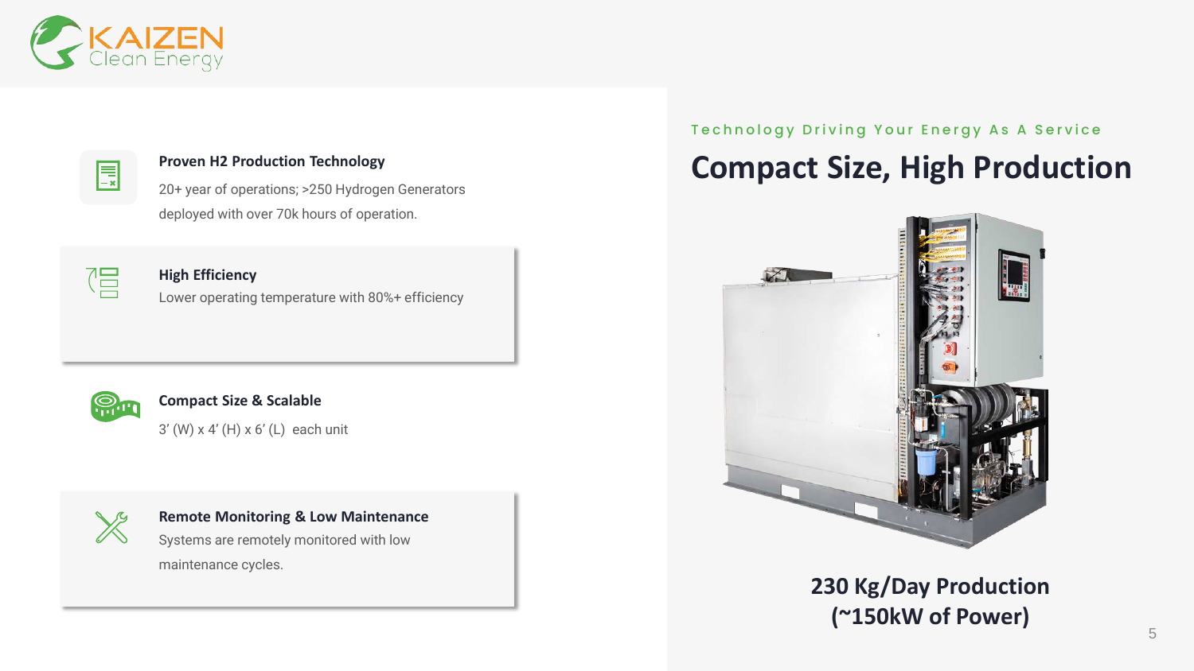Technology Driving Your Energy As A Service

# Compact Size, High Production

### Proven H2 Production Technology

20+ year of operations; >250 Hydrogen Generators deployed with over 70k hours of operation.

### High Efficiency

Lower operating temperature with 80%+ efficiency

### Compact Size & Scalable

3’ (W) x 4’ (H) x 6’ (L) each unit

### Remote Monitoring & Low Maintenance

Systems are remotely monitored with low maintenance cycles.

**230 Kg/Day Production (~150kW of Power)**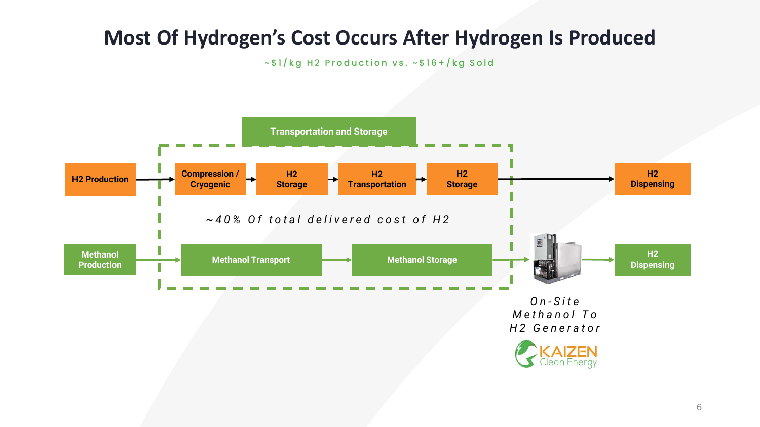# Most Of Hydrogen's Cost Occurs After Hydrogen Is Produced

~$1/kg H2 Production vs. ~$16+/kg Sold

**Transportation and Storage**

H2 Production → Compression / Cryogenic → H2 Storage → H2 Transportation → H2 Storage → H2 Dispensing

*~40% Of total delivered cost of H2*

Methanol Production → Methanol Transport → Methanol Storage → On-Site Methanol To H2 Generator → H2 Dispensing

*On-Site Methanol To H2 Generator*

KAIZEN Clean Energy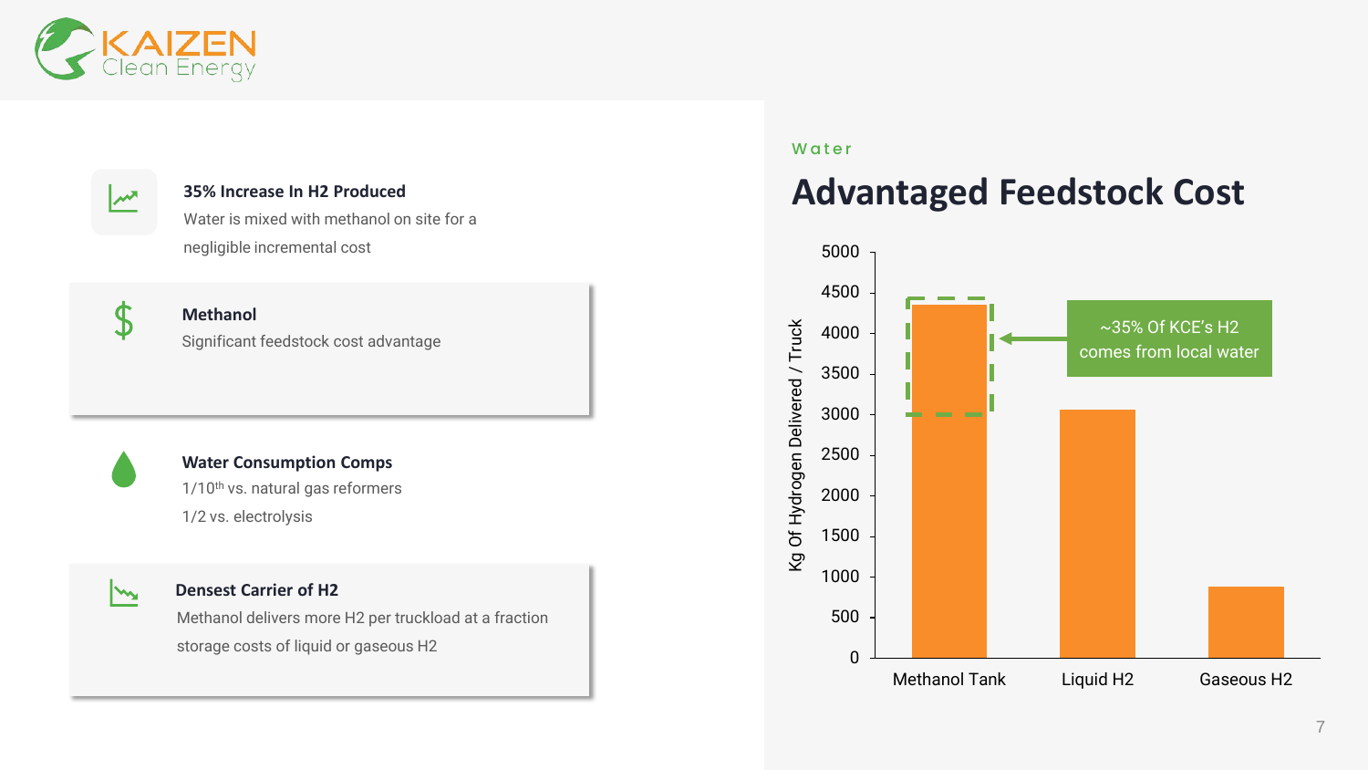Water

# Advantaged Feedstock Cost

**35% Increase In H2 Produced**
Water is mixed with methanol on site for a negligible incremental cost

**Methanol**
Significant feedstock cost advantage

**Water Consumption Comps**
1/10th vs. natural gas reformers
1/2 vs. electrolysis

**Densest Carrier of H2**
Methanol delivers more H2 per truckload at a fraction storage costs of liquid or gaseous H2

Kg Of Hydrogen Delivered / Truck

| | Kg Of Hydrogen Delivered / Truck (approx.) |
|---|---|
| Methanol Tank | ~4350 |
| Liquid H2 | ~3050 |
| Gaseous H2 | ~870 |

~35% Of KCE's H2 comes from local water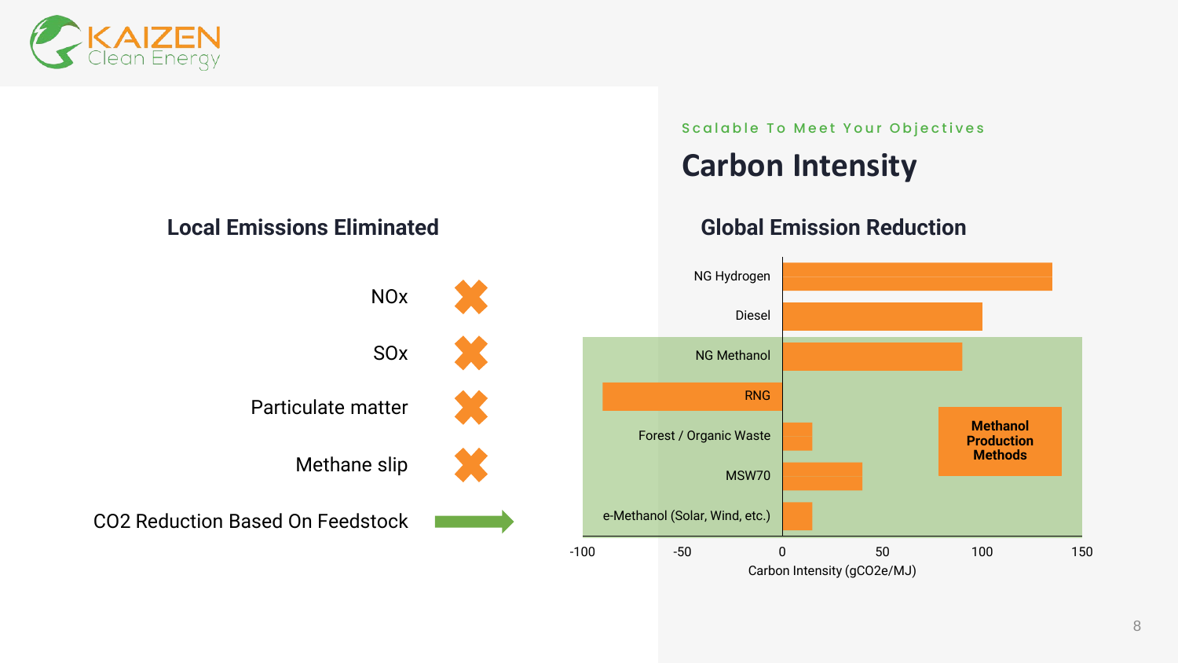Scalable To Meet Your Objectives

# Carbon Intensity

## Local Emissions Eliminated

| | |
|---|---|
| NOx | ✖ |
| SOx | ✖ |
| Particulate matter | ✖ |
| Methane slip | ✖ |
| $CO_2$ Reduction Based On Feedstock | → |

## Global Emission Reduction

| Fuel | Carbon Intensity (gCO2e/MJ) |
|---|---|
| NG Hydrogen | ~135 |
| Diesel | ~100 |
| NG Methanol | ~90 |
| RNG | ~-90 |
| Forest / Organic Waste | ~15 |
| MSW70 | ~40 |
| e-Methanol (Solar, Wind, etc.) | ~15 |

Methanol Production Methods: NG Methanol, RNG, Forest / Organic Waste, MSW70, e-Methanol (Solar, Wind, etc.)

Carbon Intensity (gCO2e/MJ) axis: -100, -50, 0, 50, 100, 150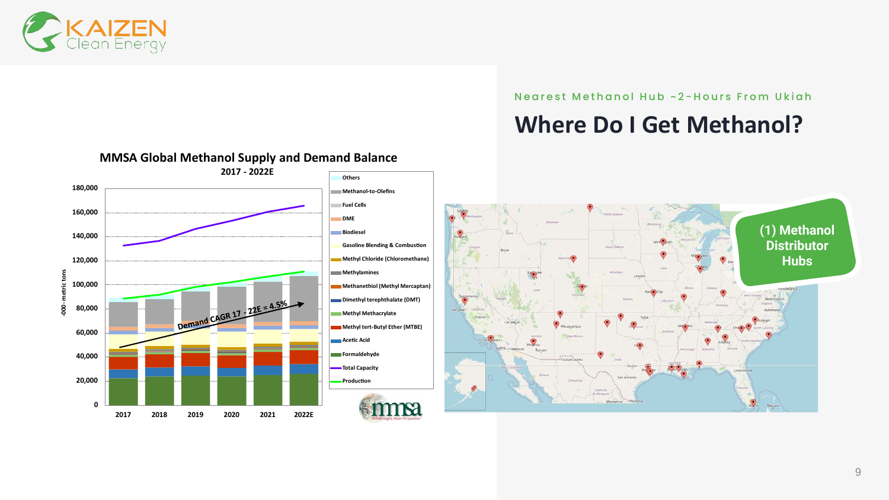Nearest Methanol Hub ~2-Hours From Ukiah

# Where Do I Get Methanol?

**MMSA Global Methanol Supply and Demand Balance**

**2017 - 2022E**

Demand CAGR 17 - 22E = 4.5%

Legend: Others; Methanol-to-Olefins; Fuel Cells; DME; Biodiesel; Gasoline Blending & Combustion; Methyl Chloride (Chloromethane); Methylamines; Methanethiol (Methyl Mercaptan); Dimethyl terephthalate (DMT); Methyl Methacrylate; Methyl tert-Butyl Ether (MTBE); Acetic Acid; Formaldehyde; Total Capacity; Production

Y-axis: -000 - metric tons (0 – 180,000)

X-axis: 2017, 2018, 2019, 2020, 2021, 2022E

mmsa — Global Insight, Asian Perspective

**(1) Methanol Distributor Hubs**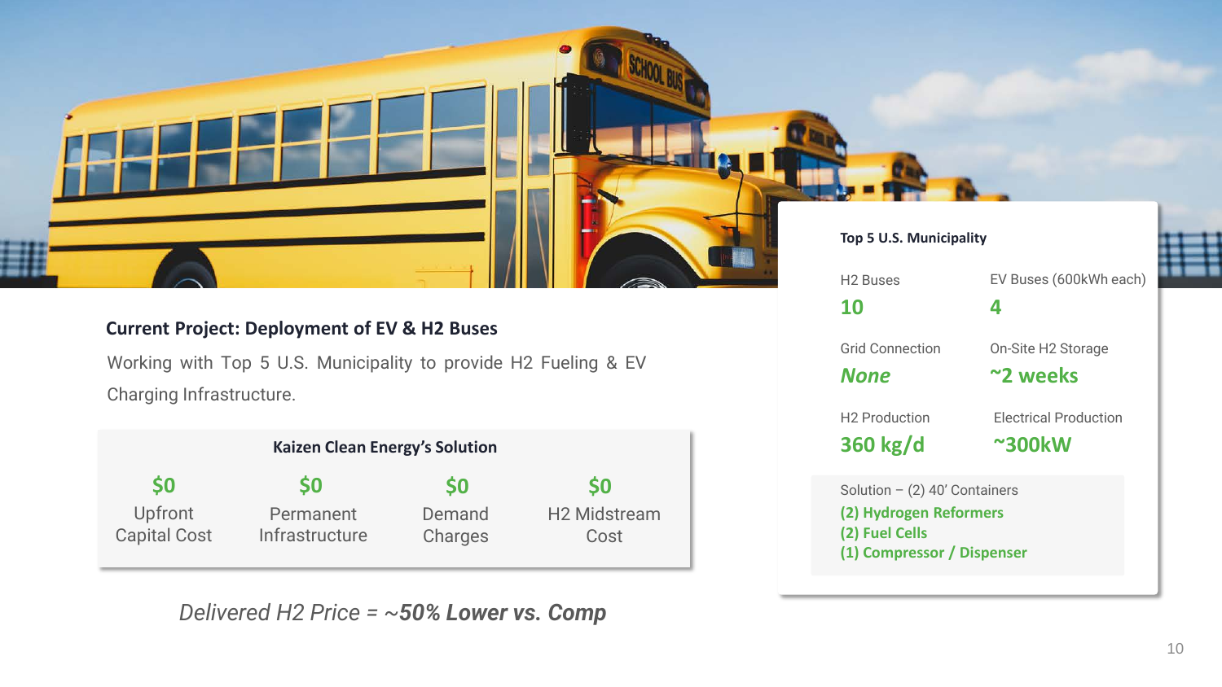### Current Project: Deployment of EV & H2 Buses

Working with Top 5 U.S. Municipality to provide H2 Fueling & EV Charging Infrastructure.

**Kaizen Clean Energy's Solution**

| $0 | $0 | $0 | $0 |
|---|---|---|---|
| Upfront Capital Cost | Permanent Infrastructure | Demand Charges | H2 Midstream Cost |

*Delivered H2 Price = ~**50% Lower vs. Comp***

**Top 5 U.S. Municipality**

| H2 Buses | EV Buses (600kWh each) |
|---|---|
| **10** | **4** |
| **Grid Connection** | **On-Site H2 Storage** |
| ***None*** | **~2 weeks** |
| **H2 Production** | **Electrical Production** |
| **360 kg/d** | **~300kW** |

Solution – (2) 40' Containers

- **(2) Hydrogen Reformers**
- **(2) Fuel Cells**
- **(1) Compressor / Dispenser**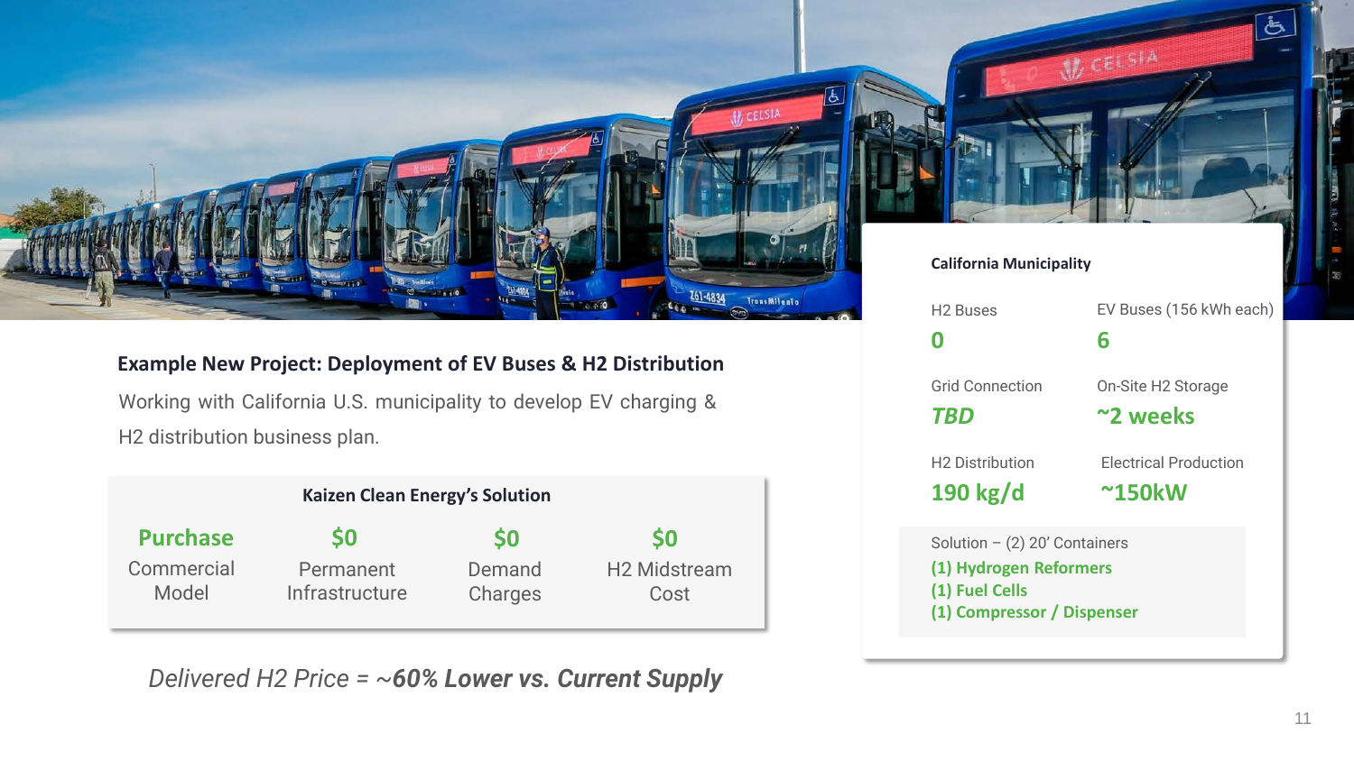### Example New Project: Deployment of EV Buses & H2 Distribution

Working with California U.S. municipality to develop EV charging & H2 distribution business plan.

**Kaizen Clean Energy's Solution**

| Purchase | $0 | $0 | $0 |
| --- | --- | --- | --- |
| Commercial Model | Permanent Infrastructure | Demand Charges | H2 Midstream Cost |

*Delivered H2 Price = **~60% Lower vs. Current Supply***

**California Municipality**

| H2 Buses | EV Buses (156 kWh each) |
| --- | --- |
| **0** | **6** |
| Grid Connection | On-Site H2 Storage |
| ***TBD*** | **~2 weeks** |
| H2 Distribution | Electrical Production |
| **190 kg/d** | **~150kW** |

Solution – (2) 20' Containers

- **(1) Hydrogen Reformers**
- **(1) Fuel Cells**
- **(1) Compressor / Dispenser**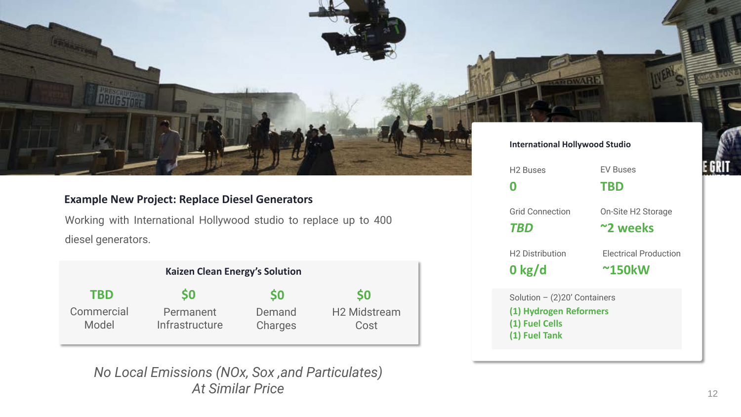## Example New Project: Replace Diesel Generators

Working with International Hollywood studio to replace up to 400 diesel generators.

**Kaizen Clean Energy's Solution**

| TBD | $0 | $0 | $0 |
|---|---|---|---|
| Commercial Model | Permanent Infrastructure | Demand Charges | H2 Midstream Cost |

*No Local Emissions (NOx, Sox ,and Particulates) At Similar Price*

**International Hollywood Studio**

| | |
|---|---|
| H2 Buses: **0** | EV Buses: **TBD** |
| Grid Connection: ***TBD*** | On-Site H2 Storage: **~2 weeks** |
| H2 Distribution: **0 kg/d** | Electrical Production: **~150kW** |

Solution – (2)20' Containers

- **(1) Hydrogen Reformers**
- **(1) Fuel Cells**
- **(1) Fuel Tank**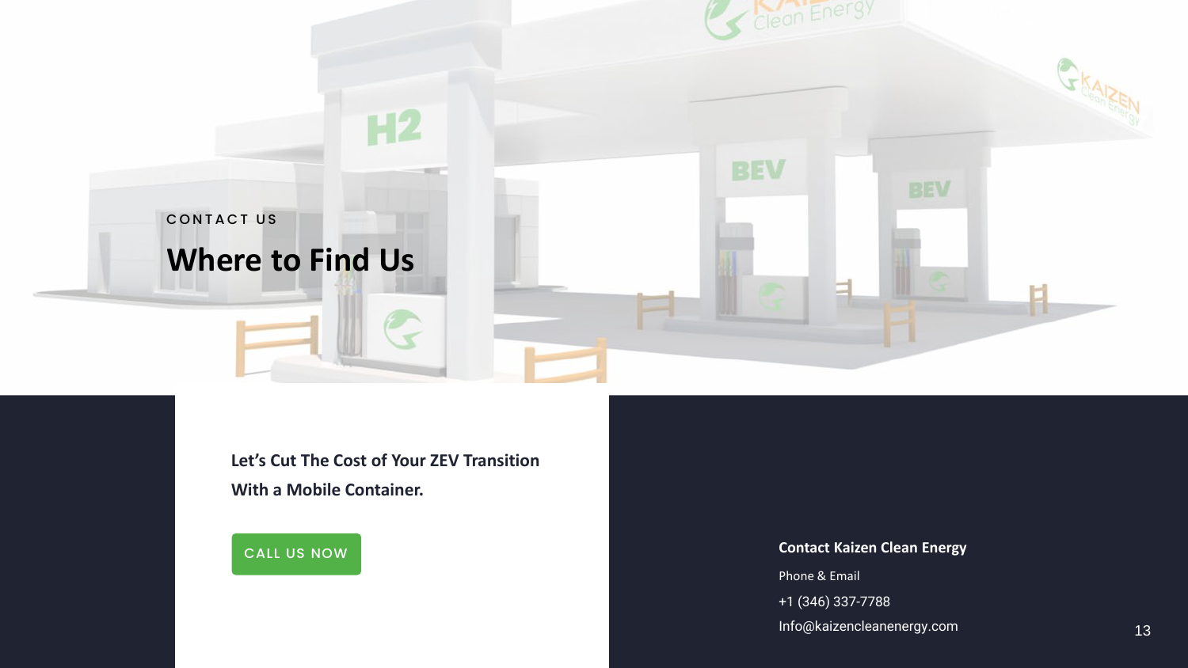CONTACT US

# Where to Find Us

**Let's Cut The Cost of Your ZEV Transition With a Mobile Container.**

CALL US NOW

**Contact Kaizen Clean Energy**

Phone & Email

+1 (346) 337-7788

Info@kaizencleanenergy.com